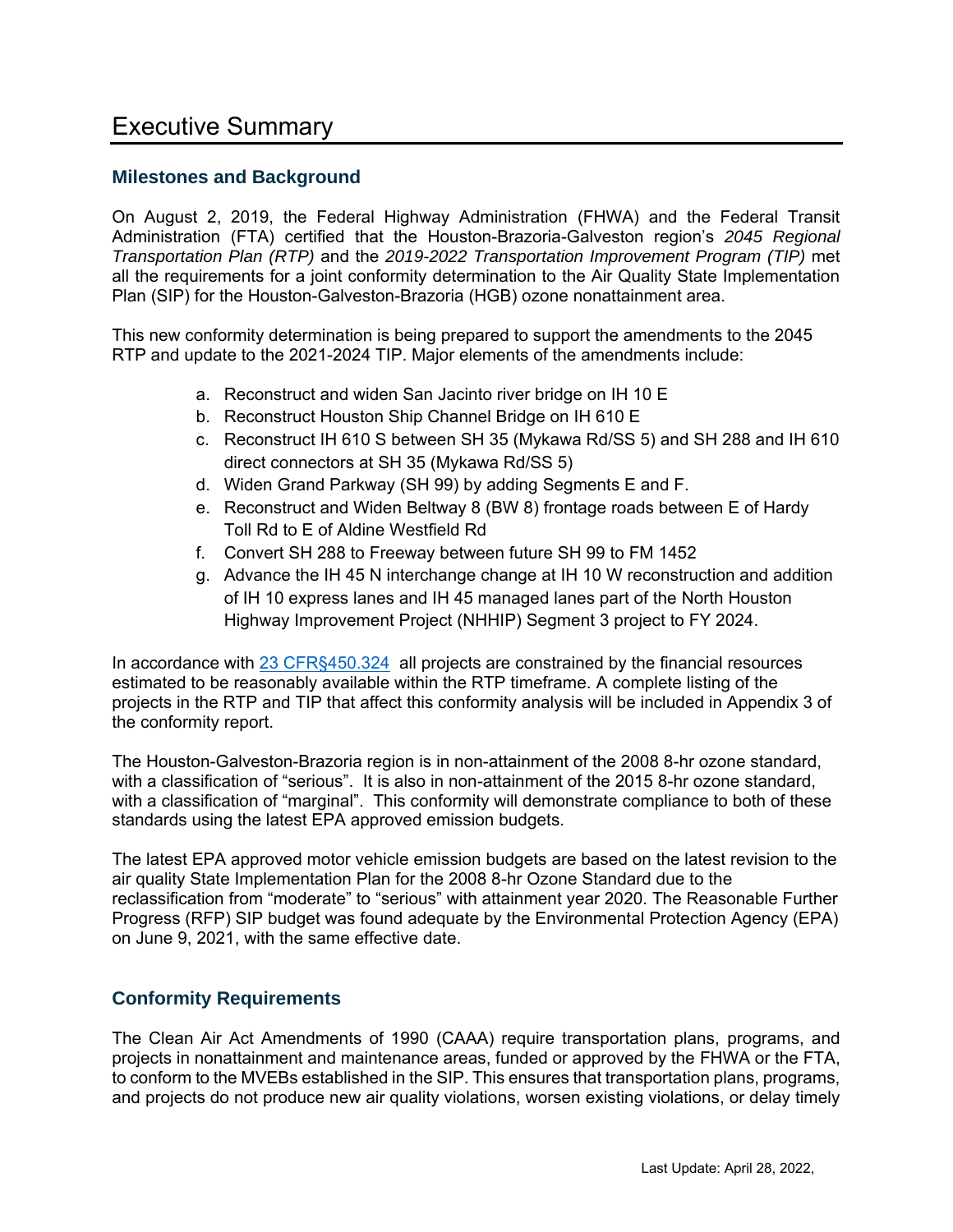# Executive Summary

## Milestones and Background

On August 2, 2019, the Federal Highway Administration (FHWA) and the Federal Transit Administration (FTA) certified that the Houston-Brazoria-Galveston region's *2045 Regional Transportation Plan (RTP)* and the *2019-2022 Transportation Improvement Program (TIP)* met all the requirements for a joint conformity determination to the Air Quality State Implementation Plan (SIP) for the Houston-Galveston-Brazoria (HGB) ozone nonattainment area.

This new conformity determination is being prepared to support the amendments to the 2045 RTP and update to the 2021-2024 TIP. Major elements of the amendments include:

a. Reconstruct and widen San Jacinto river bridge on IH 10 E
b. Reconstruct Houston Ship Channel Bridge on IH 610 E
c. Reconstruct IH 610 S between SH 35 (Mykawa Rd/SS 5) and SH 288 and IH 610 direct connectors at SH 35 (Mykawa Rd/SS 5)
d. Widen Grand Parkway (SH 99) by adding Segments E and F.
e. Reconstruct and Widen Beltway 8 (BW 8) frontage roads between E of Hardy Toll Rd to E of Aldine Westfield Rd
f. Convert SH 288 to Freeway between future SH 99 to FM 1452
g. Advance the IH 45 N interchange change at IH 10 W reconstruction and addition of IH 10 express lanes and IH 45 managed lanes part of the North Houston Highway Improvement Project (NHHIP) Segment 3 project to FY 2024.

In accordance with 23 CFR§450.324 all projects are constrained by the financial resources estimated to be reasonably available within the RTP timeframe. A complete listing of the projects in the RTP and TIP that affect this conformity analysis will be included in Appendix 3 of the conformity report.

The Houston-Galveston-Brazoria region is in non-attainment of the 2008 8-hr ozone standard, with a classification of "serious". It is also in non-attainment of the 2015 8-hr ozone standard, with a classification of "marginal". This conformity will demonstrate compliance to both of these standards using the latest EPA approved emission budgets.

The latest EPA approved motor vehicle emission budgets are based on the latest revision to the air quality State Implementation Plan for the 2008 8-hr Ozone Standard due to the reclassification from "moderate" to "serious" with attainment year 2020. The Reasonable Further Progress (RFP) SIP budget was found adequate by the Environmental Protection Agency (EPA) on June 9, 2021, with the same effective date.

## Conformity Requirements

The Clean Air Act Amendments of 1990 (CAAA) require transportation plans, programs, and projects in nonattainment and maintenance areas, funded or approved by the FHWA or the FTA, to conform to the MVEBs established in the SIP. This ensures that transportation plans, programs, and projects do not produce new air quality violations, worsen existing violations, or delay timely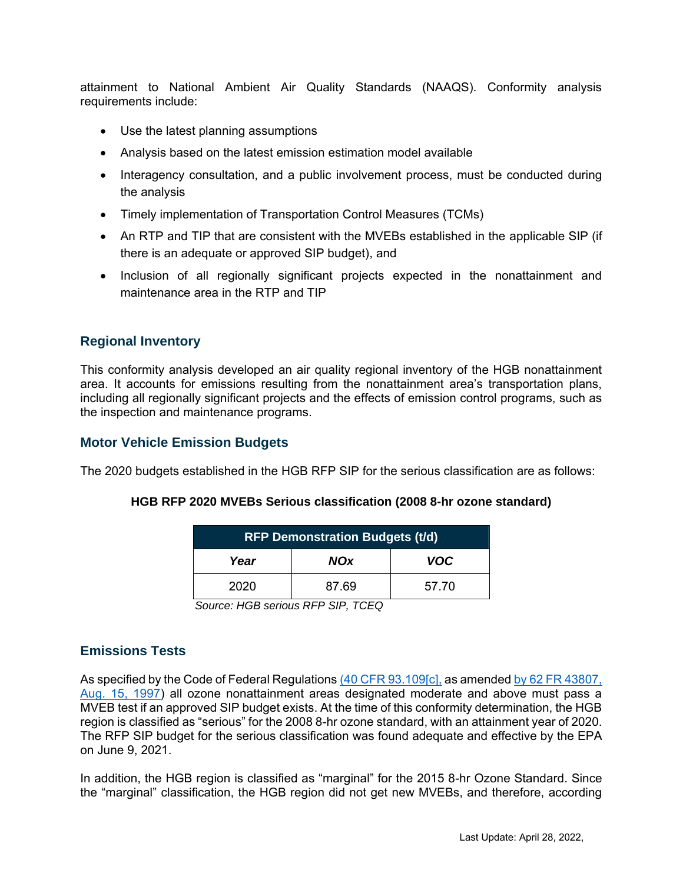attainment to National Ambient Air Quality Standards (NAAQS). Conformity analysis requirements include:

- Use the latest planning assumptions
- Analysis based on the latest emission estimation model available
- Interagency consultation, and a public involvement process, must be conducted during the analysis
- Timely implementation of Transportation Control Measures (TCMs)
- An RTP and TIP that are consistent with the MVEBs established in the applicable SIP (if there is an adequate or approved SIP budget), and
- Inclusion of all regionally significant projects expected in the nonattainment and maintenance area in the RTP and TIP

## Regional Inventory

This conformity analysis developed an air quality regional inventory of the HGB nonattainment area. It accounts for emissions resulting from the nonattainment area's transportation plans, including all regionally significant projects and the effects of emission control programs, such as the inspection and maintenance programs.

## Motor Vehicle Emission Budgets

The 2020 budgets established in the HGB RFP SIP for the serious classification are as follows:

**HGB RFP 2020 MVEBs Serious classification (2008 8-hr ozone standard)**

| RFP Demonstration Budgets (t/d) | | |
|---|---|---|
| ***Year*** | ***NOx*** | ***VOC*** |
| 2020 | 87.69 | 57.70 |

*Source: HGB serious RFP SIP, TCEQ*

## Emissions Tests

As specified by the Code of Federal Regulations (40 CFR 93.109[c], as amended by 62 FR 43807, Aug. 15, 1997) all ozone nonattainment areas designated moderate and above must pass a MVEB test if an approved SIP budget exists. At the time of this conformity determination, the HGB region is classified as "serious" for the 2008 8-hr ozone standard, with an attainment year of 2020. The RFP SIP budget for the serious classification was found adequate and effective by the EPA on June 9, 2021.

In addition, the HGB region is classified as "marginal" for the 2015 8-hr Ozone Standard. Since the "marginal" classification, the HGB region did not get new MVEBs, and therefore, according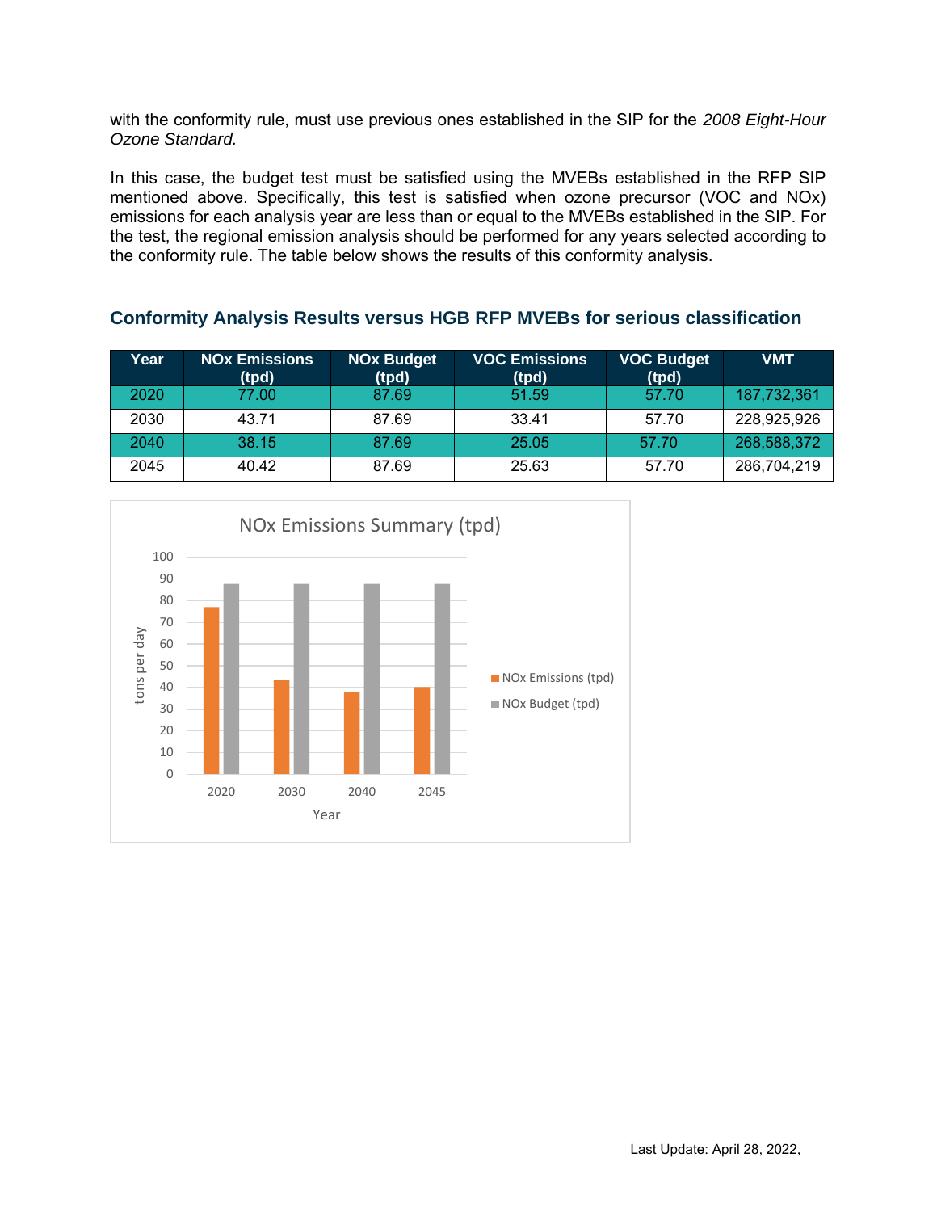with the conformity rule, must use previous ones established in the SIP for the *2008 Eight-Hour Ozone Standard.*

In this case, the budget test must be satisfied using the MVEBs established in the RFP SIP mentioned above. Specifically, this test is satisfied when ozone precursor (VOC and NOx) emissions for each analysis year are less than or equal to the MVEBs established in the SIP. For the test, the regional emission analysis should be performed for any years selected according to the conformity rule. The table below shows the results of this conformity analysis.

### Conformity Analysis Results versus HGB RFP MVEBs for serious classification

| Year | NOx Emissions (tpd) | NOx Budget (tpd) | VOC Emissions (tpd) | VOC Budget (tpd) | VMT |
|---|---|---|---|---|---|
| 2020 | 77.00 | 87.69 | 51.59 | 57.70 | 187,732,361 |
| 2030 | 43.71 | 87.69 | 33.41 | 57.70 | 228,925,926 |
| 2040 | 38.15 | 87.69 | 25.05 | 57.70 | 268,588,372 |
| 2045 | 40.42 | 87.69 | 25.63 | 57.70 | 286,704,219 |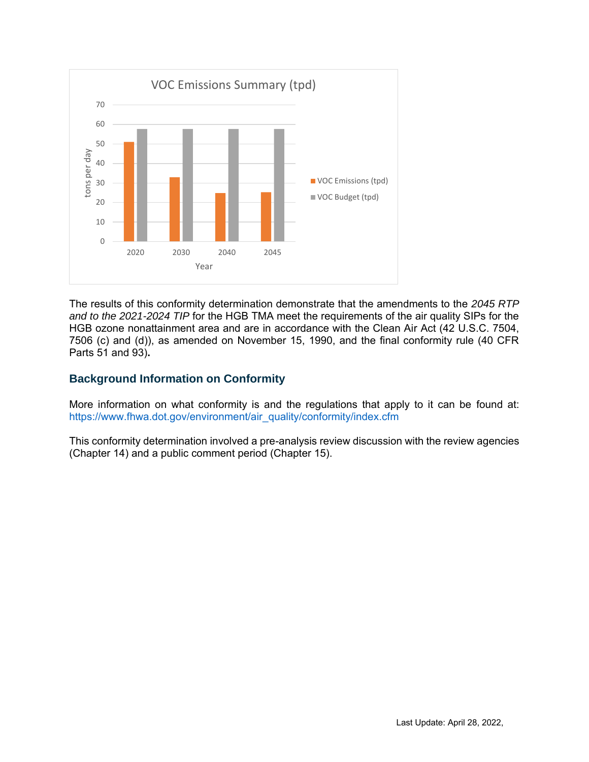VOC Emissions Summary (tpd)

70
60
50
40
30
20
10
0

tons per day

2020
2030
2040
2045

Year

VOC Emissions (tpd)
VOC Budget (tpd)

The results of this conformity determination demonstrate that the amendments to the *2045 RTP and to the 2021-2024 TIP* for the HGB TMA meet the requirements of the air quality SIPs for the HGB ozone nonattainment area and are in accordance with the Clean Air Act (42 U.S.C. 7504, 7506 (c) and (d)), as amended on November 15, 1990, and the final conformity rule (40 CFR Parts 51 and 93)**.**

## Background Information on Conformity

More information on what conformity is and the regulations that apply to it can be found at: https://www.fhwa.dot.gov/environment/air_quality/conformity/index.cfm

This conformity determination involved a pre-analysis review discussion with the review agencies (Chapter 14) and a public comment period (Chapter 15).

Last Update: April 28, 2022,